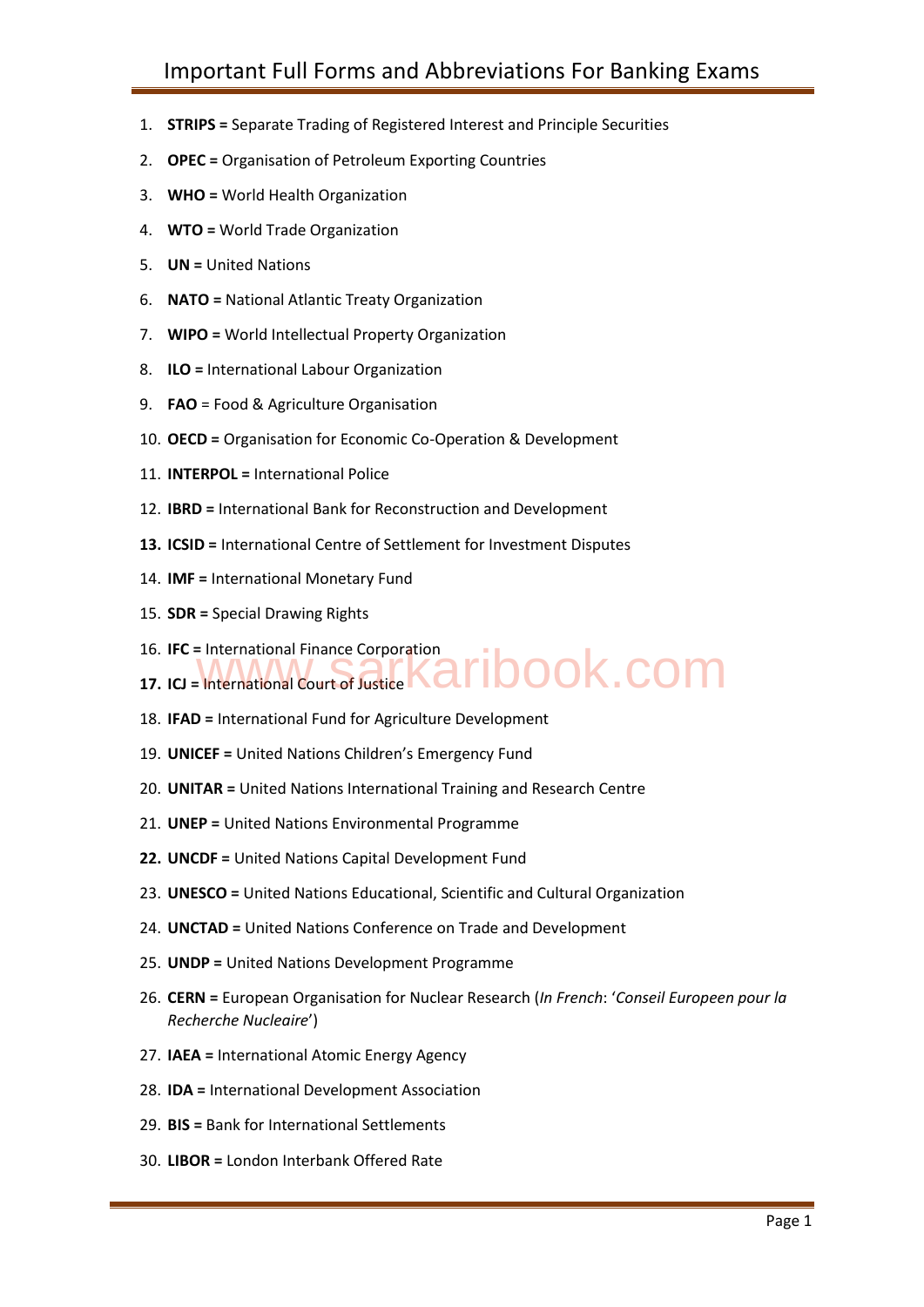# Important Full Forms and Abbreviations For Banking Exams

1. **STRIPS =** Separate Trading of Registered Interest and Principle Securities
2. **OPEC =** Organisation of Petroleum Exporting Countries
3. **WHO =** World Health Organization
4. **WTO =** World Trade Organization
5. **UN =** United Nations
6. **NATO =** National Atlantic Treaty Organization
7. **WIPO =** World Intellectual Property Organization
8. **ILO =** International Labour Organization
9. **FAO** = Food & Agriculture Organisation
10. **OECD =** Organisation for Economic Co-Operation & Development
11. **INTERPOL =** International Police
12. **IBRD =** International Bank for Reconstruction and Development
13. **ICSID =** International Centre of Settlement for Investment Disputes
14. **IMF =** International Monetary Fund
15. **SDR =** Special Drawing Rights
16. **IFC =** International Finance Corporation
17. **ICJ** = International Court of Justice
18. **IFAD =** International Fund for Agriculture Development
19. **UNICEF =** United Nations Children's Emergency Fund
20. **UNITAR =** United Nations International Training and Research Centre
21. **UNEP =** United Nations Environmental Programme
22. **UNCDF =** United Nations Capital Development Fund
23. **UNESCO =** United Nations Educational, Scientific and Cultural Organization
24. **UNCTAD =** United Nations Conference on Trade and Development
25. **UNDP =** United Nations Development Programme
26. **CERN =** European Organisation for Nuclear Research (*In French*: '*Conseil Europeen pour la Recherche Nucleaire*')
27. **IAEA =** International Atomic Energy Agency
28. **IDA =** International Development Association
29. **BIS =** Bank for International Settlements
30. **LIBOR =** London Interbank Offered Rate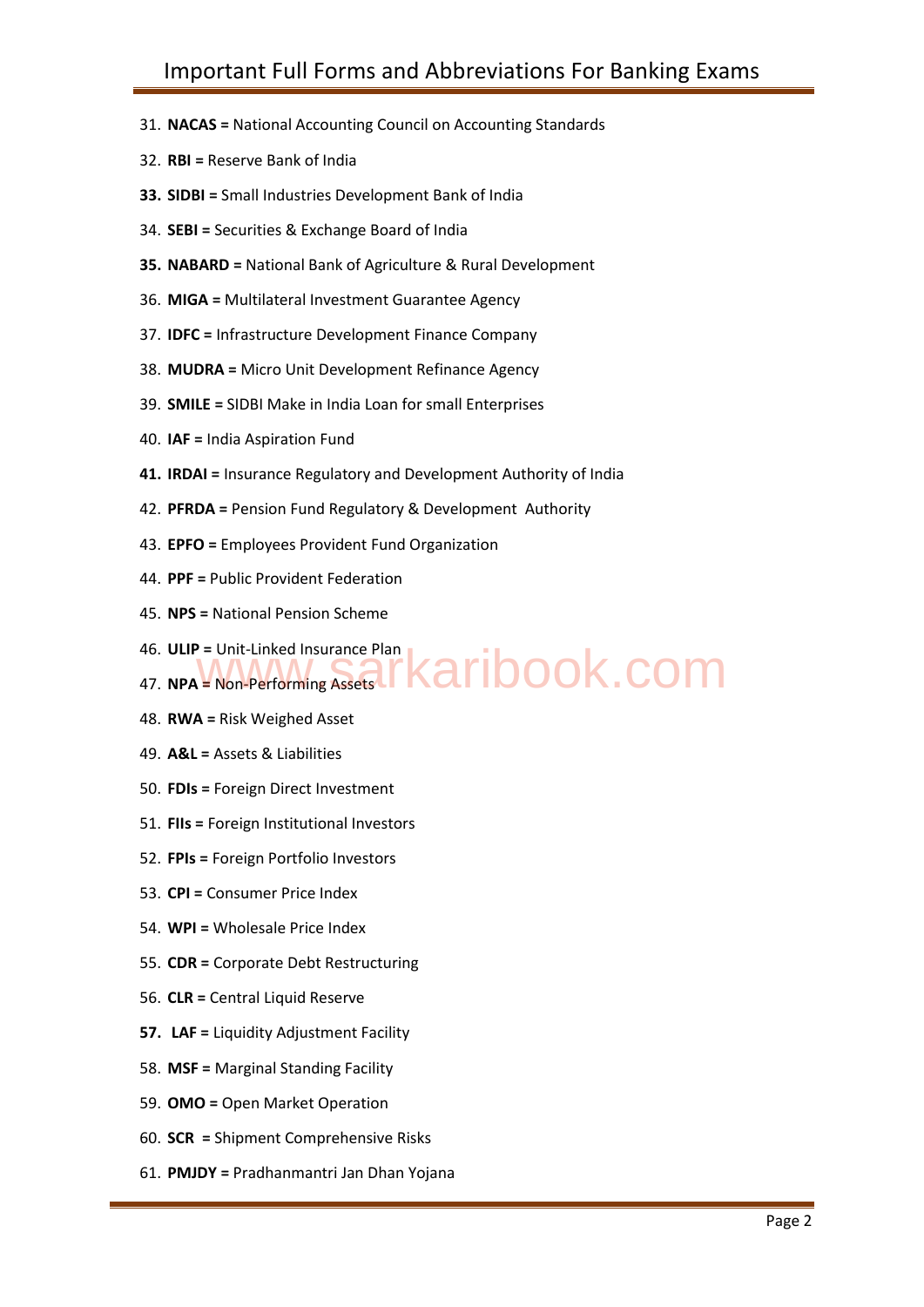31. **NACAS =** National Accounting Council on Accounting Standards
32. **RBI =** Reserve Bank of India
33. **SIDBI =** Small Industries Development Bank of India
34. **SEBI =** Securities & Exchange Board of India
35. **NABARD =** National Bank of Agriculture & Rural Development
36. **MIGA =** Multilateral Investment Guarantee Agency
37. **IDFC =** Infrastructure Development Finance Company
38. **MUDRA =** Micro Unit Development Refinance Agency
39. **SMILE =** SIDBI Make in India Loan for small Enterprises
40. **IAF =** India Aspiration Fund
41. **IRDAI =** Insurance Regulatory and Development Authority of India
42. **PFRDA =** Pension Fund Regulatory & Development Authority
43. **EPFO =** Employees Provident Fund Organization
44. **PPF =** Public Provident Federation
45. **NPS =** National Pension Scheme
46. **ULIP =** Unit-Linked Insurance Plan
47. **NPA =** Non-Performing Assets
48. **RWA =** Risk Weighed Asset
49. **A&L =** Assets & Liabilities
50. **FDIs =** Foreign Direct Investment
51. **FIIs =** Foreign Institutional Investors
52. **FPIs =** Foreign Portfolio Investors
53. **CPI =** Consumer Price Index
54. **WPI =** Wholesale Price Index
55. **CDR =** Corporate Debt Restructuring
56. **CLR =** Central Liquid Reserve
57. **LAF =** Liquidity Adjustment Facility
58. **MSF =** Marginal Standing Facility
59. **OMO =** Open Market Operation
60. **SCR =** Shipment Comprehensive Risks
61. **PMJDY =** Pradhanmantri Jan Dhan Yojana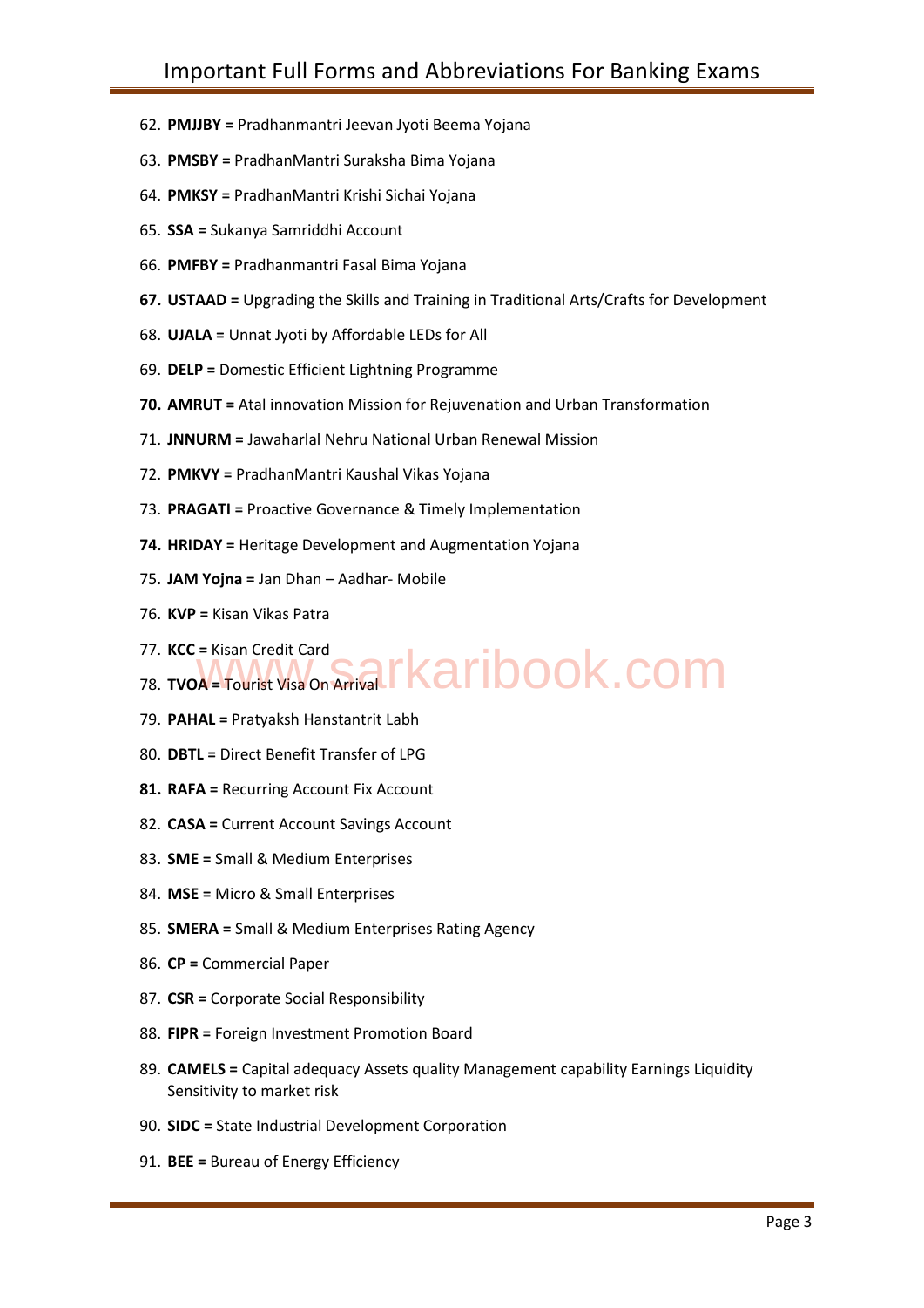62. **PMJJBY =** Pradhanmantri Jeevan Jyoti Beema Yojana
63. **PMSBY =** PradhanMantri Suraksha Bima Yojana
64. **PMKSY =** PradhanMantri Krishi Sichai Yojana
65. **SSA =** Sukanya Samriddhi Account
66. **PMFBY =** Pradhanmantri Fasal Bima Yojana
67. **USTAAD =** Upgrading the Skills and Training in Traditional Arts/Crafts for Development
68. **UJALA =** Unnat Jyoti by Affordable LEDs for All
69. **DELP =** Domestic Efficient Lightning Programme
70. **AMRUT =** Atal innovation Mission for Rejuvenation and Urban Transformation
71. **JNNURM =** Jawaharlal Nehru National Urban Renewal Mission
72. **PMKVY =** PradhanMantri Kaushal Vikas Yojana
73. **PRAGATI =** Proactive Governance & Timely Implementation
74. **HRIDAY =** Heritage Development and Augmentation Yojana
75. **JAM Yojna =** Jan Dhan – Aadhar- Mobile
76. **KVP =** Kisan Vikas Patra
77. **KCC =** Kisan Credit Card
78. **TVOA =** Tourist Visa On Arrival
79. **PAHAL =** Pratyaksh Hanstantrit Labh
80. **DBTL =** Direct Benefit Transfer of LPG
81. **RAFA =** Recurring Account Fix Account
82. **CASA =** Current Account Savings Account
83. **SME =** Small & Medium Enterprises
84. **MSE =** Micro & Small Enterprises
85. **SMERA =** Small & Medium Enterprises Rating Agency
86. **CP =** Commercial Paper
87. **CSR =** Corporate Social Responsibility
88. **FIPR =** Foreign Investment Promotion Board
89. **CAMELS =** Capital adequacy Assets quality Management capability Earnings Liquidity Sensitivity to market risk
90. **SIDC =** State Industrial Development Corporation
91. **BEE =** Bureau of Energy Efficiency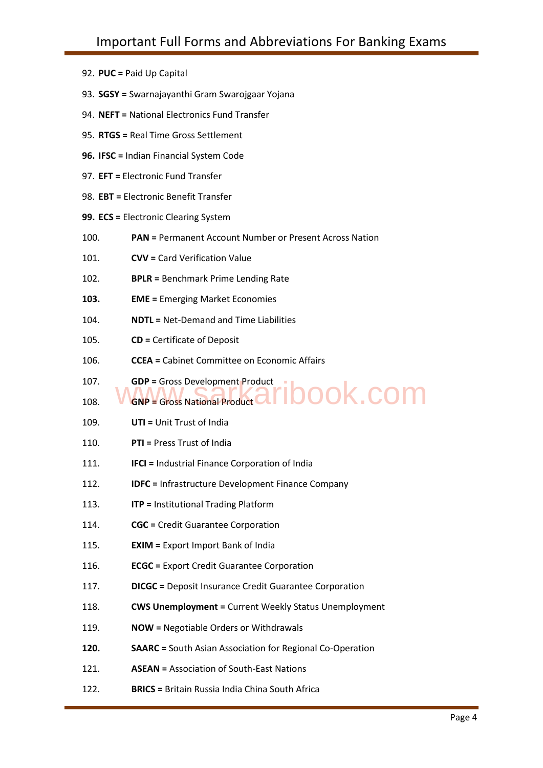92. **PUC =** Paid Up Capital
93. **SGSY =** Swarnajayanthi Gram Swarojgaar Yojana
94. **NEFT =** National Electronics Fund Transfer
95. **RTGS =** Real Time Gross Settlement
96. **IFSC =** Indian Financial System Code
97. **EFT =** Electronic Fund Transfer
98. **EBT =** Electronic Benefit Transfer
99. **ECS =** Electronic Clearing System
100. **PAN =** Permanent Account Number or Present Across Nation
101. **CVV =** Card Verification Value
102. **BPLR =** Benchmark Prime Lending Rate
103. **EME =** Emerging Market Economies
104. **NDTL =** Net-Demand and Time Liabilities
105. **CD =** Certificate of Deposit
106. **CCEA =** Cabinet Committee on Economic Affairs
107. **GDP =** Gross Development Product
108. **GNP =** Gross National Product
109. **UTI =** Unit Trust of India
110. **PTI =** Press Trust of India
111. **IFCI =** Industrial Finance Corporation of India
112. **IDFC =** Infrastructure Development Finance Company
113. **ITP =** Institutional Trading Platform
114. **CGC =** Credit Guarantee Corporation
115. **EXIM =** Export Import Bank of India
116. **ECGC =** Export Credit Guarantee Corporation
117. **DICGC =** Deposit Insurance Credit Guarantee Corporation
118. **CWS Unemployment =** Current Weekly Status Unemployment
119. **NOW =** Negotiable Orders or Withdrawals
120. **SAARC =** South Asian Association for Regional Co-Operation
121. **ASEAN =** Association of South-East Nations
122. **BRICS =** Britain Russia India China South Africa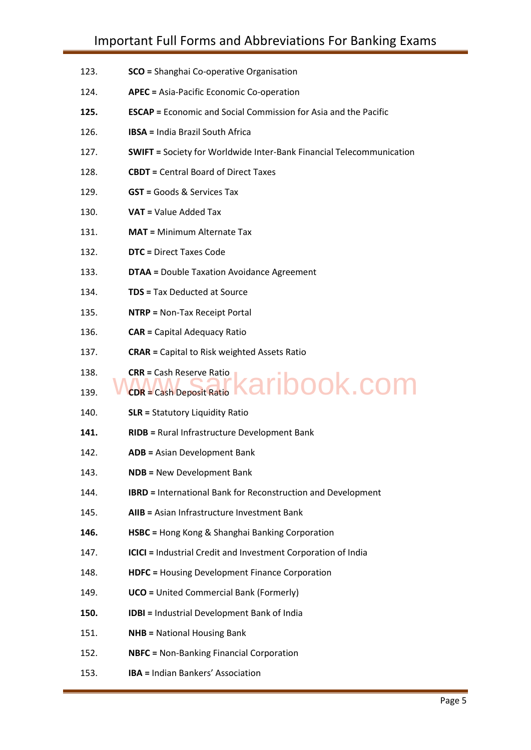123. **SCO =** Shanghai Co-operative Organisation
124. **APEC =** Asia-Pacific Economic Co-operation
125. **ESCAP =** Economic and Social Commission for Asia and the Pacific
126. **IBSA =** India Brazil South Africa
127. **SWIFT =** Society for Worldwide Inter-Bank Financial Telecommunication
128. **CBDT =** Central Board of Direct Taxes
129. **GST =** Goods & Services Tax
130. **VAT =** Value Added Tax
131. **MAT =** Minimum Alternate Tax
132. **DTC =** Direct Taxes Code
133. **DTAA =** Double Taxation Avoidance Agreement
134. **TDS =** Tax Deducted at Source
135. **NTRP =** Non-Tax Receipt Portal
136. **CAR =** Capital Adequacy Ratio
137. **CRAR =** Capital to Risk weighted Assets Ratio
138. **CRR =** Cash Reserve Ratio
139. **CDR =** Cash Deposit Ratio
140. **SLR =** Statutory Liquidity Ratio
141. **RIDB =** Rural Infrastructure Development Bank
142. **ADB =** Asian Development Bank
143. **NDB =** New Development Bank
144. **IBRD =** International Bank for Reconstruction and Development
145. **AIIB =** Asian Infrastructure Investment Bank
146. **HSBC =** Hong Kong & Shanghai Banking Corporation
147. **ICICI =** Industrial Credit and Investment Corporation of India
148. **HDFC =** Housing Development Finance Corporation
149. **UCO =** United Commercial Bank (Formerly)
150. **IDBI =** Industrial Development Bank of India
151. **NHB =** National Housing Bank
152. **NBFC =** Non-Banking Financial Corporation
153. **IBA =** Indian Bankers' Association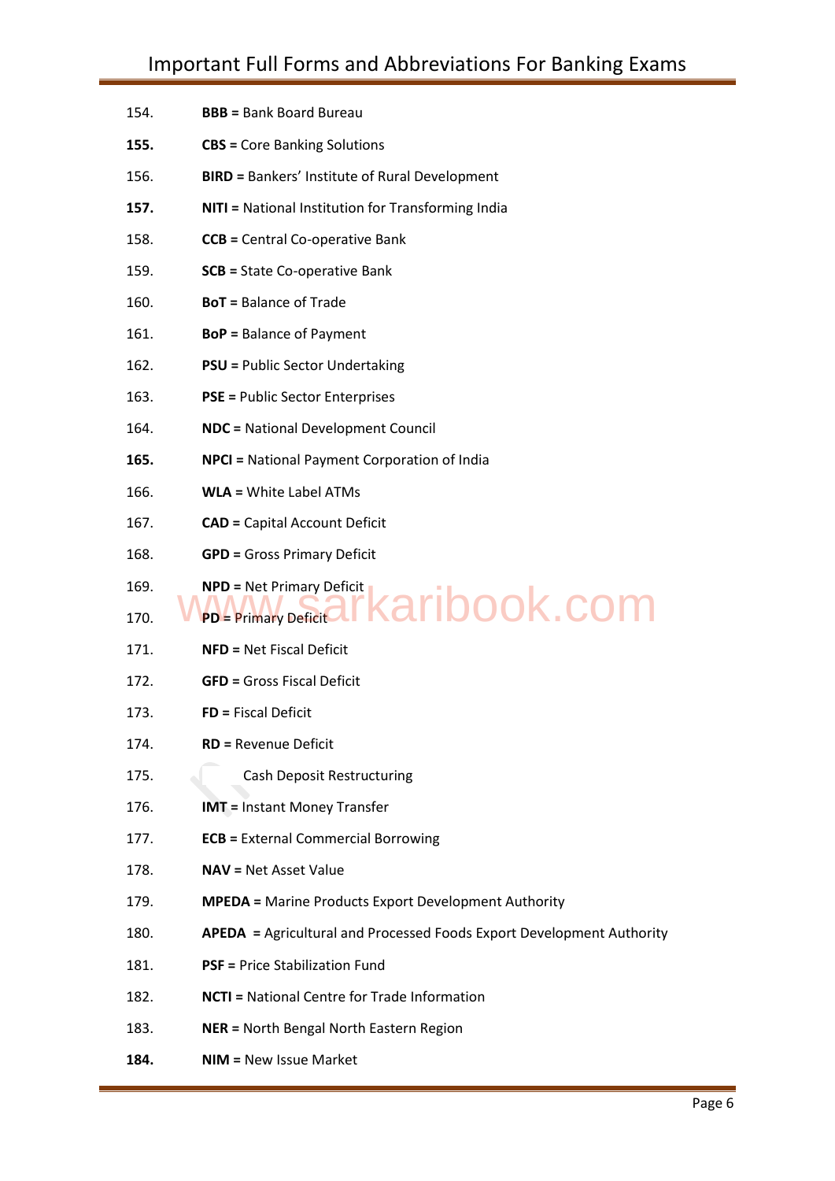154. **BBB** = Bank Board Bureau

155. **CBS** = Core Banking Solutions

156. **BIRD** = Bankers' Institute of Rural Development

157. **NITI** = National Institution for Transforming India

158. **CCB** = Central Co-operative Bank

159. **SCB** = State Co-operative Bank

160. **BoT** = Balance of Trade

161. **BoP** = Balance of Payment

162. **PSU** = Public Sector Undertaking

163. **PSE** = Public Sector Enterprises

164. **NDC** = National Development Council

165. **NPCI** = National Payment Corporation of India

166. **WLA** = White Label ATMs

167. **CAD** = Capital Account Deficit

168. **GPD** = Gross Primary Deficit

169. **NPD** = Net Primary Deficit

170. **PD** = Primary Deficit

171. **NFD** = Net Fiscal Deficit

172. **GFD** = Gross Fiscal Deficit

173. **FD** = Fiscal Deficit

174. **RD** = Revenue Deficit

175. Cash Deposit Restructuring

176. **IMT** = Instant Money Transfer

177. **ECB** = External Commercial Borrowing

178. **NAV** = Net Asset Value

179. **MPEDA** = Marine Products Export Development Authority

180. **APEDA** = Agricultural and Processed Foods Export Development Authority

181. **PSF** = Price Stabilization Fund

182. **NCTI** = National Centre for Trade Information

183. **NER** = North Bengal North Eastern Region

184. **NIM** = New Issue Market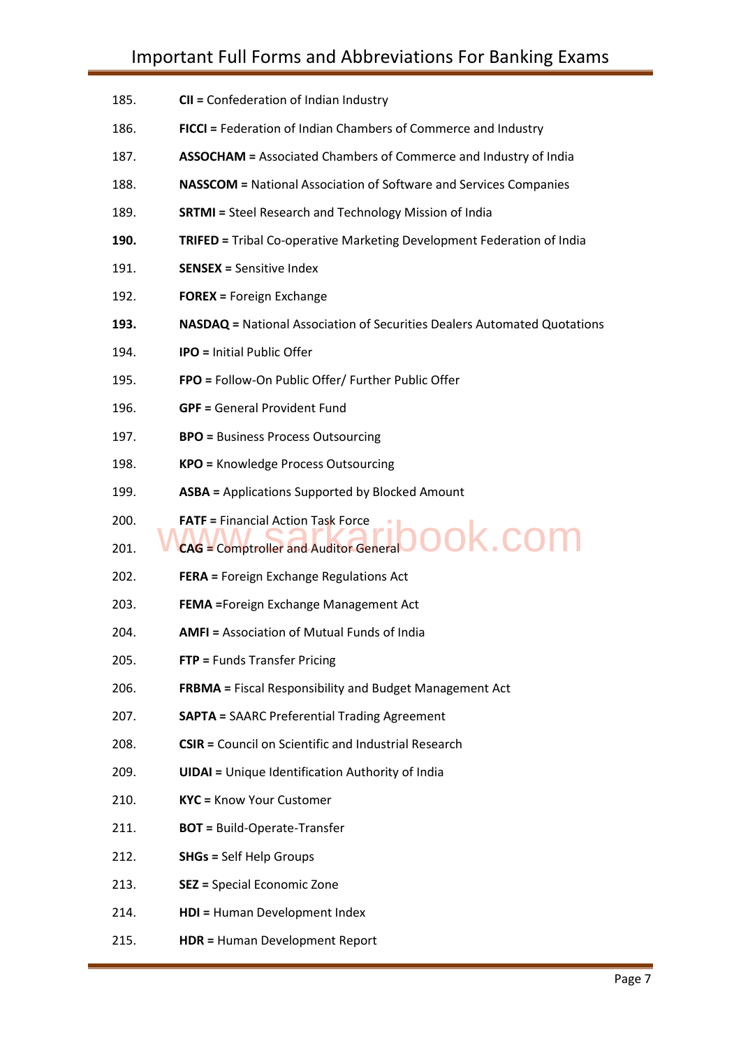185. **CII =** Confederation of Indian Industry

186. **FICCI =** Federation of Indian Chambers of Commerce and Industry

187. **ASSOCHAM =** Associated Chambers of Commerce and Industry of India

188. **NASSCOM =** National Association of Software and Services Companies

189. **SRTMI =** Steel Research and Technology Mission of India

**190.** **TRIFED =** Tribal Co-operative Marketing Development Federation of India

191. **SENSEX =** Sensitive Index

192. **FOREX =** Foreign Exchange

**193.** **NASDAQ =** National Association of Securities Dealers Automated Quotations

194. **IPO =** Initial Public Offer

195. **FPO =** Follow-On Public Offer/ Further Public Offer

196. **GPF =** General Provident Fund

197. **BPO =** Business Process Outsourcing

198. **KPO =** Knowledge Process Outsourcing

199. **ASBA =** Applications Supported by Blocked Amount

200. **FATF =** Financial Action Task Force

201. **CAG =** Comptroller and Auditor General

202. **FERA =** Foreign Exchange Regulations Act

203. **FEMA =**Foreign Exchange Management Act

204. **AMFI =** Association of Mutual Funds of India

205. **FTP =** Funds Transfer Pricing

206. **FRBMA =** Fiscal Responsibility and Budget Management Act

207. **SAPTA =** SAARC Preferential Trading Agreement

208. **CSIR =** Council on Scientific and Industrial Research

209. **UIDAI =** Unique Identification Authority of India

210. **KYC =** Know Your Customer

211. **BOT =** Build-Operate-Transfer

212. **SHGs =** Self Help Groups

213. **SEZ =** Special Economic Zone

214. **HDI =** Human Development Index

215. **HDR =** Human Development Report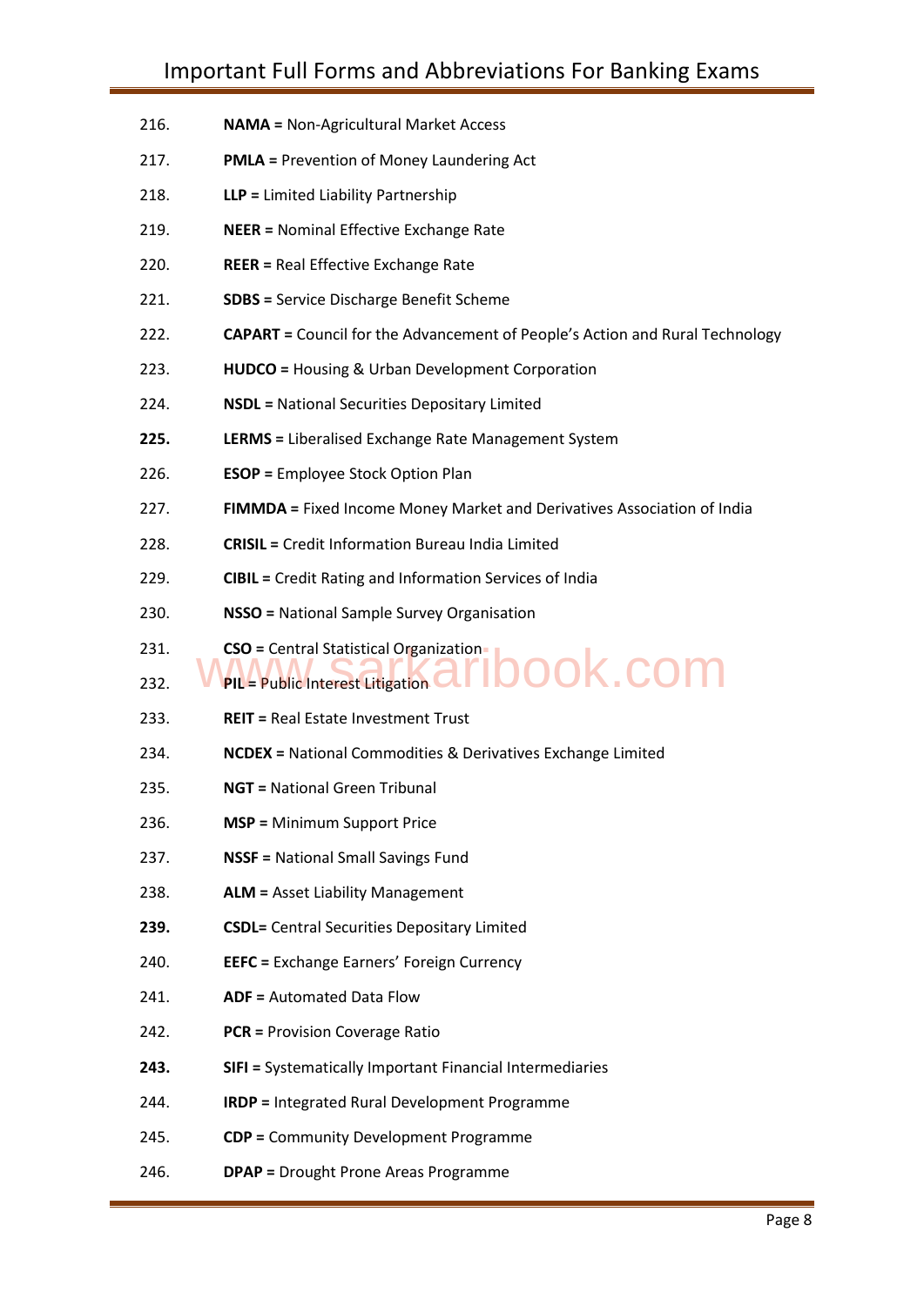216. **NAMA =** Non-Agricultural Market Access

217. **PMLA =** Prevention of Money Laundering Act

218. **LLP =** Limited Liability Partnership

219. **NEER =** Nominal Effective Exchange Rate

220. **REER =** Real Effective Exchange Rate

221. **SDBS =** Service Discharge Benefit Scheme

222. **CAPART =** Council for the Advancement of People's Action and Rural Technology

223. **HUDCO =** Housing & Urban Development Corporation

224. **NSDL =** National Securities Depositary Limited

**225.** **LERMS =** Liberalised Exchange Rate Management System

226. **ESOP =** Employee Stock Option Plan

227. **FIMMDA =** Fixed Income Money Market and Derivatives Association of India

228. **CRISIL =** Credit Information Bureau India Limited

229. **CIBIL =** Credit Rating and Information Services of India

230. **NSSO =** National Sample Survey Organisation

231. **CSO =** Central Statistical Organization

232. **PIL =** Public Interest Litigation

233. **REIT =** Real Estate Investment Trust

234. **NCDEX =** National Commodities & Derivatives Exchange Limited

235. **NGT =** National Green Tribunal

236. **MSP =** Minimum Support Price

237. **NSSF =** National Small Savings Fund

238. **ALM =** Asset Liability Management

**239.** **CSDL=** Central Securities Depositary Limited

240. **EEFC =** Exchange Earners' Foreign Currency

241. **ADF =** Automated Data Flow

242. **PCR =** Provision Coverage Ratio

**243.** **SIFI =** Systematically Important Financial Intermediaries

244. **IRDP =** Integrated Rural Development Programme

245. **CDP =** Community Development Programme

246. **DPAP =** Drought Prone Areas Programme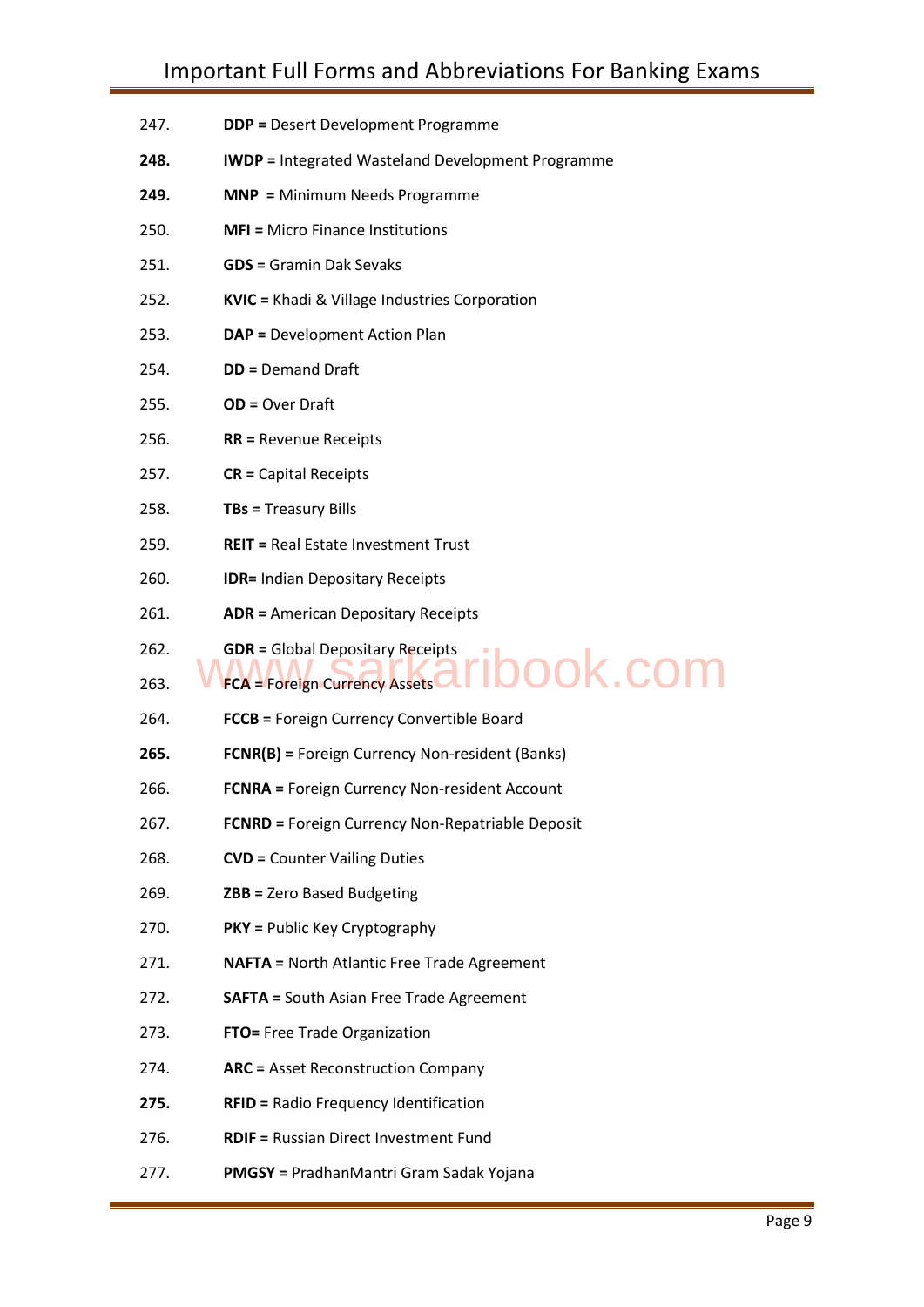247. **DDP =** Desert Development Programme

248. **IWDP =** Integrated Wasteland Development Programme

249. **MNP =** Minimum Needs Programme

250. **MFI =** Micro Finance Institutions

251. **GDS =** Gramin Dak Sevaks

252. **KVIC =** Khadi & Village Industries Corporation

253. **DAP =** Development Action Plan

254. **DD =** Demand Draft

255. **OD =** Over Draft

256. **RR =** Revenue Receipts

257. **CR =** Capital Receipts

258. **TBs =** Treasury Bills

259. **REIT =** Real Estate Investment Trust

260. **IDR=** Indian Depositary Receipts

261. **ADR =** American Depositary Receipts

262. **GDR =** Global Depositary Receipts

263. **FCA =** Foreign Currency Assets

264. **FCCB =** Foreign Currency Convertible Board

265. **FCNR(B) =** Foreign Currency Non-resident (Banks)

266. **FCNRA =** Foreign Currency Non-resident Account

267. **FCNRD =** Foreign Currency Non-Repatriable Deposit

268. **CVD =** Counter Vailing Duties

269. **ZBB =** Zero Based Budgeting

270. **PKY =** Public Key Cryptography

271. **NAFTA =** North Atlantic Free Trade Agreement

272. **SAFTA =** South Asian Free Trade Agreement

273. **FTO=** Free Trade Organization

274. **ARC =** Asset Reconstruction Company

275. **RFID =** Radio Frequency Identification

276. **RDIF =** Russian Direct Investment Fund

277. **PMGSY =** PradhanMantri Gram Sadak Yojana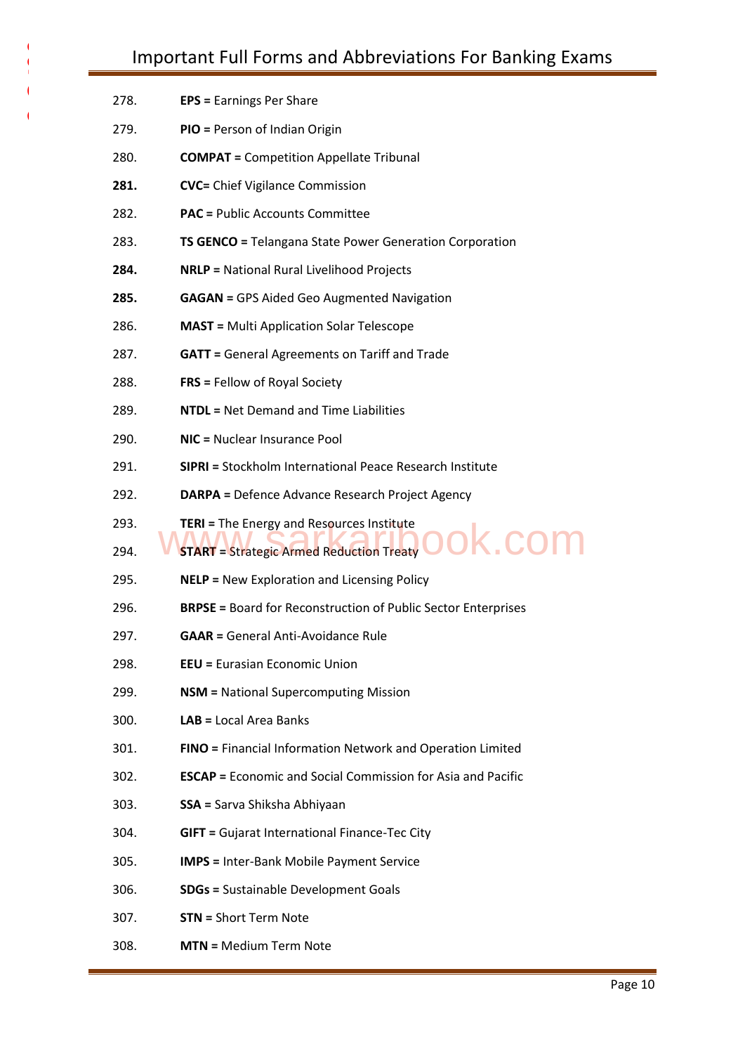278. **EPS =** Earnings Per Share

279. **PIO =** Person of Indian Origin

280. **COMPAT =** Competition Appellate Tribunal

281. **CVC=** Chief Vigilance Commission

282. **PAC =** Public Accounts Committee

283. **TS GENCO =** Telangana State Power Generation Corporation

284. **NRLP =** National Rural Livelihood Projects

285. **GAGAN =** GPS Aided Geo Augmented Navigation

286. **MAST =** Multi Application Solar Telescope

287. **GATT =** General Agreements on Tariff and Trade

288. **FRS =** Fellow of Royal Society

289. **NTDL =** Net Demand and Time Liabilities

290. **NIC =** Nuclear Insurance Pool

291. **SIPRI =** Stockholm International Peace Research Institute

292. **DARPA =** Defence Advance Research Project Agency

293. **TERI =** The Energy and Resources Institute

294. **START =** Strategic Armed Reduction Treaty

295. **NELP =** New Exploration and Licensing Policy

296. **BRPSE =** Board for Reconstruction of Public Sector Enterprises

297. **GAAR =** General Anti-Avoidance Rule

298. **EEU =** Eurasian Economic Union

299. **NSM =** National Supercomputing Mission

300. **LAB =** Local Area Banks

301. **FINO =** Financial Information Network and Operation Limited

302. **ESCAP =** Economic and Social Commission for Asia and Pacific

303. **SSA =** Sarva Shiksha Abhiyaan

304. **GIFT =** Gujarat International Finance-Tec City

305. **IMPS =** Inter-Bank Mobile Payment Service

306. **SDGs =** Sustainable Development Goals

307. **STN =** Short Term Note

308. **MTN =** Medium Term Note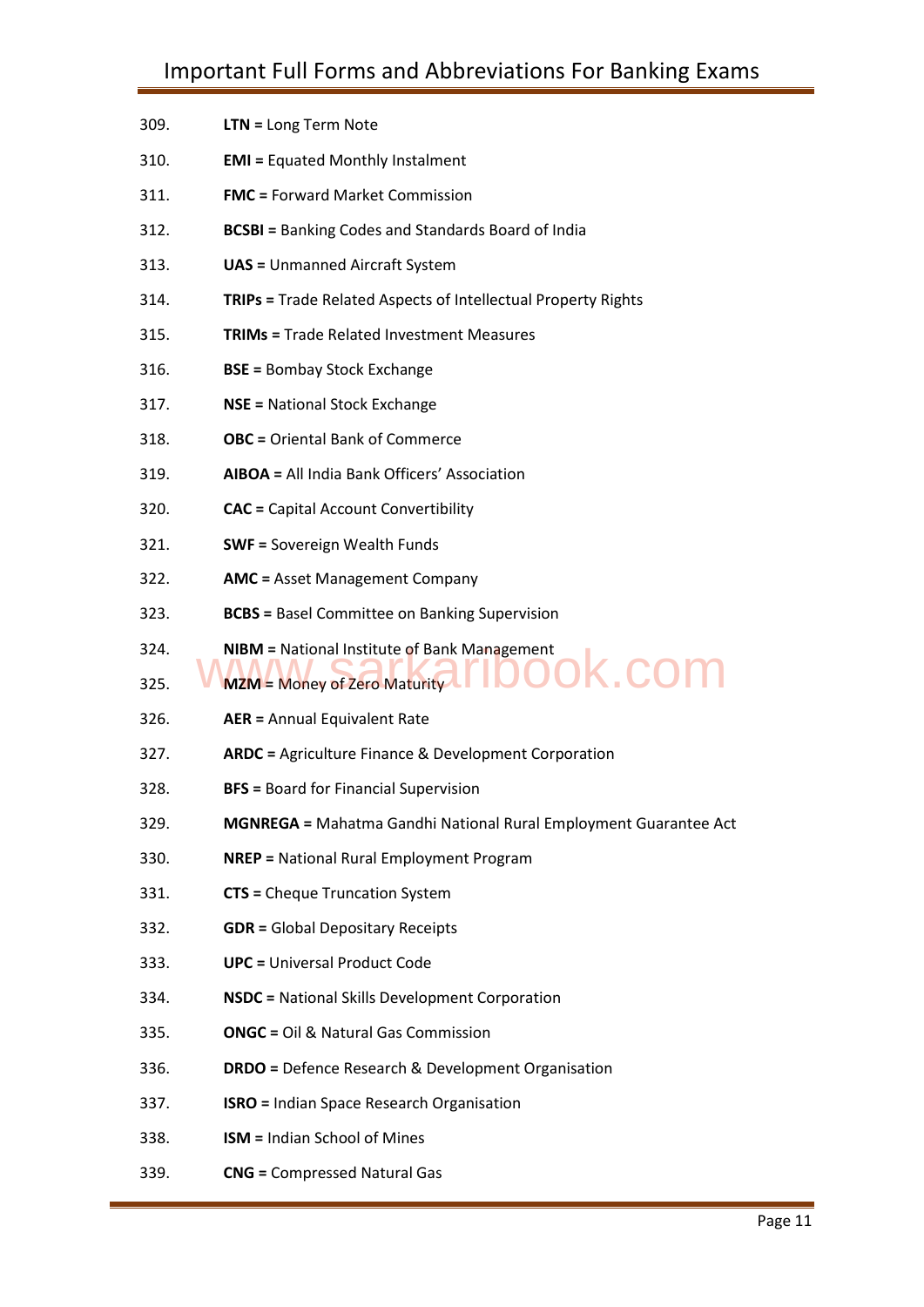309. **LTN** = Long Term Note
310. **EMI** = Equated Monthly Instalment
311. **FMC** = Forward Market Commission
312. **BCSBI** = Banking Codes and Standards Board of India
313. **UAS** = Unmanned Aircraft System
314. **TRIPs** = Trade Related Aspects of Intellectual Property Rights
315. **TRIMs** = Trade Related Investment Measures
316. **BSE** = Bombay Stock Exchange
317. **NSE** = National Stock Exchange
318. **OBC** = Oriental Bank of Commerce
319. **AIBOA** = All India Bank Officers' Association
320. **CAC** = Capital Account Convertibility
321. **SWF** = Sovereign Wealth Funds
322. **AMC** = Asset Management Company
323. **BCBS** = Basel Committee on Banking Supervision
324. **NIBM** = National Institute of Bank Management
325. **MZM** = Money of Zero Maturity
326. **AER** = Annual Equivalent Rate
327. **ARDC** = Agriculture Finance & Development Corporation
328. **BFS** = Board for Financial Supervision
329. **MGNREGA** = Mahatma Gandhi National Rural Employment Guarantee Act
330. **NREP** = National Rural Employment Program
331. **CTS** = Cheque Truncation System
332. **GDR** = Global Depositary Receipts
333. **UPC** = Universal Product Code
334. **NSDC** = National Skills Development Corporation
335. **ONGC** = Oil & Natural Gas Commission
336. **DRDO** = Defence Research & Development Organisation
337. **ISRO** = Indian Space Research Organisation
338. **ISM** = Indian School of Mines
339. **CNG** = Compressed Natural Gas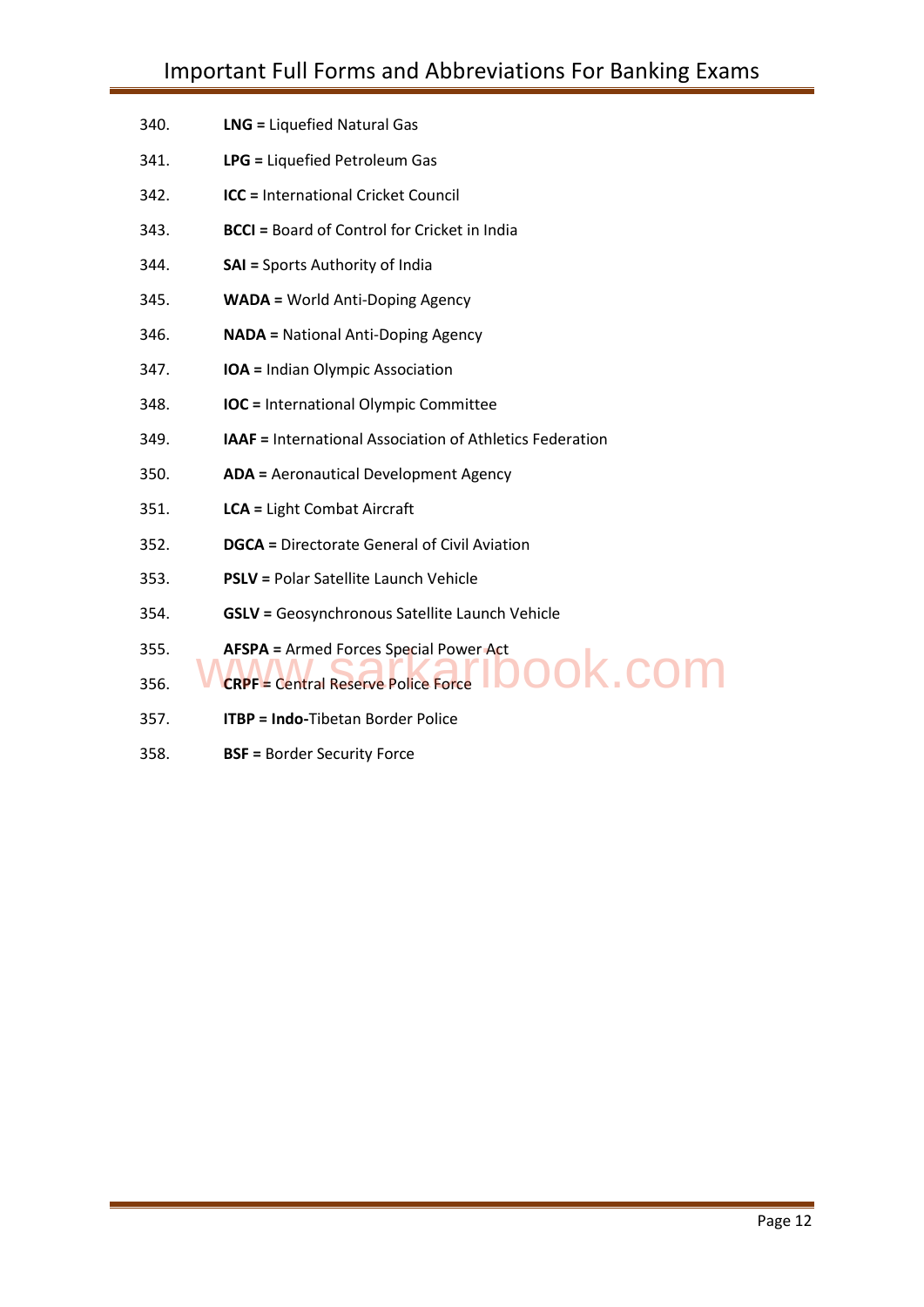340. **LNG =** Liquefied Natural Gas

341. **LPG =** Liquefied Petroleum Gas

342. **ICC =** International Cricket Council

343. **BCCI =** Board of Control for Cricket in India

344. **SAI =** Sports Authority of India

345. **WADA =** World Anti-Doping Agency

346. **NADA =** National Anti-Doping Agency

347. **IOA =** Indian Olympic Association

348. **IOC =** International Olympic Committee

349. **IAAF =** International Association of Athletics Federation

350. **ADA =** Aeronautical Development Agency

351. **LCA =** Light Combat Aircraft

352. **DGCA =** Directorate General of Civil Aviation

353. **PSLV =** Polar Satellite Launch Vehicle

354. **GSLV =** Geosynchronous Satellite Launch Vehicle

355. **AFSPA =** Armed Forces Special Power Act

356. **CRPF =** Central Reserve Police Force

357. **ITBP = Indo-**Tibetan Border Police

358. **BSF =** Border Security Force